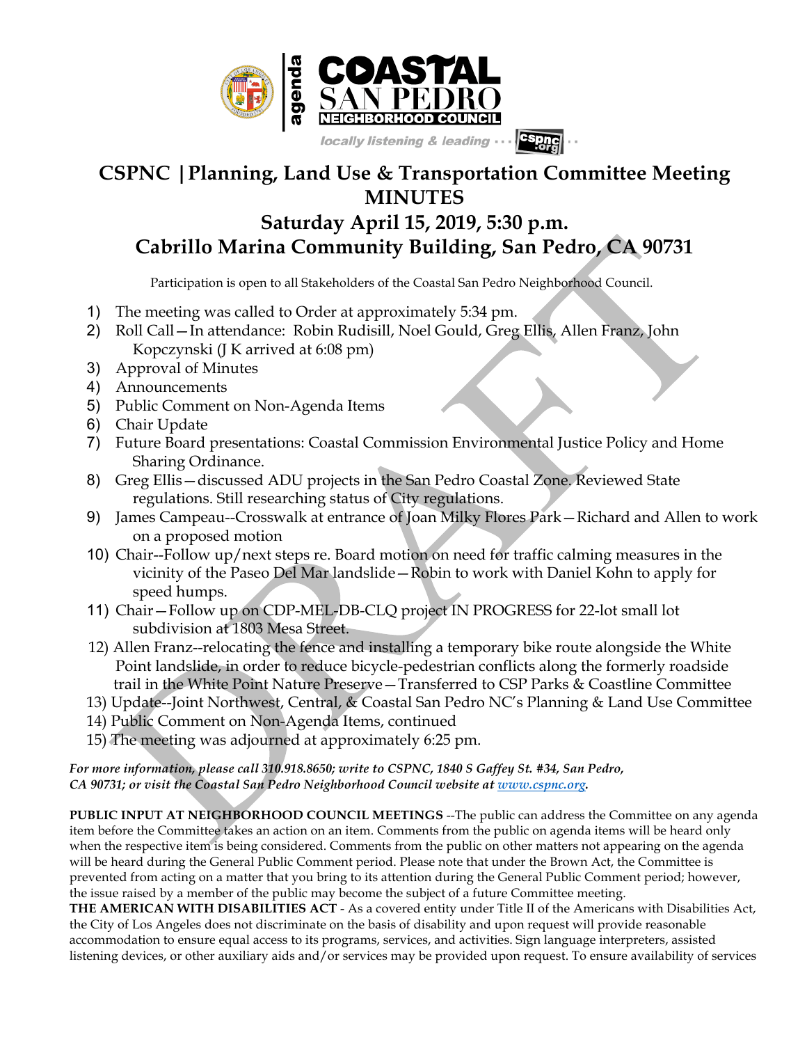agenda

**COASTAL SAN PEDRO NEIGHBORHOOD COUNCIL**

*locally listening & leading* cspnc.org

# CSPNC | Planning, Land Use & Transportation Committee Meeting MINUTES

## Saturday April 15, 2019, 5:30 p.m.

## Cabrillo Marina Community Building, San Pedro, CA 90731

Participation is open to all Stakeholders of the Coastal San Pedro Neighborhood Council.

1) The meeting was called to Order at approximately 5:34 pm.
2) Roll Call—In attendance: Robin Rudisill, Noel Gould, Greg Ellis, Allen Franz, John Kopczynski (J K arrived at 6:08 pm)
3) Approval of Minutes
4) Announcements
5) Public Comment on Non-Agenda Items
6) Chair Update
7) Future Board presentations: Coastal Commission Environmental Justice Policy and Home Sharing Ordinance.
8) Greg Ellis—discussed ADU projects in the San Pedro Coastal Zone. Reviewed State regulations. Still researching status of City regulations.
9) James Campeau--Crosswalk at entrance of Joan Milky Flores Park—Richard and Allen to work on a proposed motion
10) Chair--Follow up/next steps re. Board motion on need for traffic calming measures in the vicinity of the Paseo Del Mar landslide—Robin to work with Daniel Kohn to apply for speed humps.
11) Chair—Follow up on CDP-MEL-DB-CLQ project IN PROGRESS for 22-lot small lot subdivision at 1803 Mesa Street.
12) Allen Franz--relocating the fence and installing a temporary bike route alongside the White Point landslide, in order to reduce bicycle-pedestrian conflicts along the formerly roadside trail in the White Point Nature Preserve—Transferred to CSP Parks & Coastline Committee
13) Update--Joint Northwest, Central, & Coastal San Pedro NC's Planning & Land Use Committee
14) Public Comment on Non-Agenda Items, continued
15) The meeting was adjourned at approximately 6:25 pm.

***For more information, please call 310.918.8650; write to CSPNC, 1840 S Gaffey St. #34, San Pedro, CA 90731; or visit the Coastal San Pedro Neighborhood Council website at www.cspnc.org.***

**PUBLIC INPUT AT NEIGHBORHOOD COUNCIL MEETINGS** --The public can address the Committee on any agenda item before the Committee takes an action on an item. Comments from the public on agenda items will be heard only when the respective item is being considered. Comments from the public on other matters not appearing on the agenda will be heard during the General Public Comment period. Please note that under the Brown Act, the Committee is prevented from acting on a matter that you bring to its attention during the General Public Comment period; however, the issue raised by a member of the public may become the subject of a future Committee meeting.

**THE AMERICAN WITH DISABILITIES ACT** - As a covered entity under Title II of the Americans with Disabilities Act, the City of Los Angeles does not discriminate on the basis of disability and upon request will provide reasonable accommodation to ensure equal access to its programs, services, and activities. Sign language interpreters, assisted listening devices, or other auxiliary aids and/or services may be provided upon request. To ensure availability of services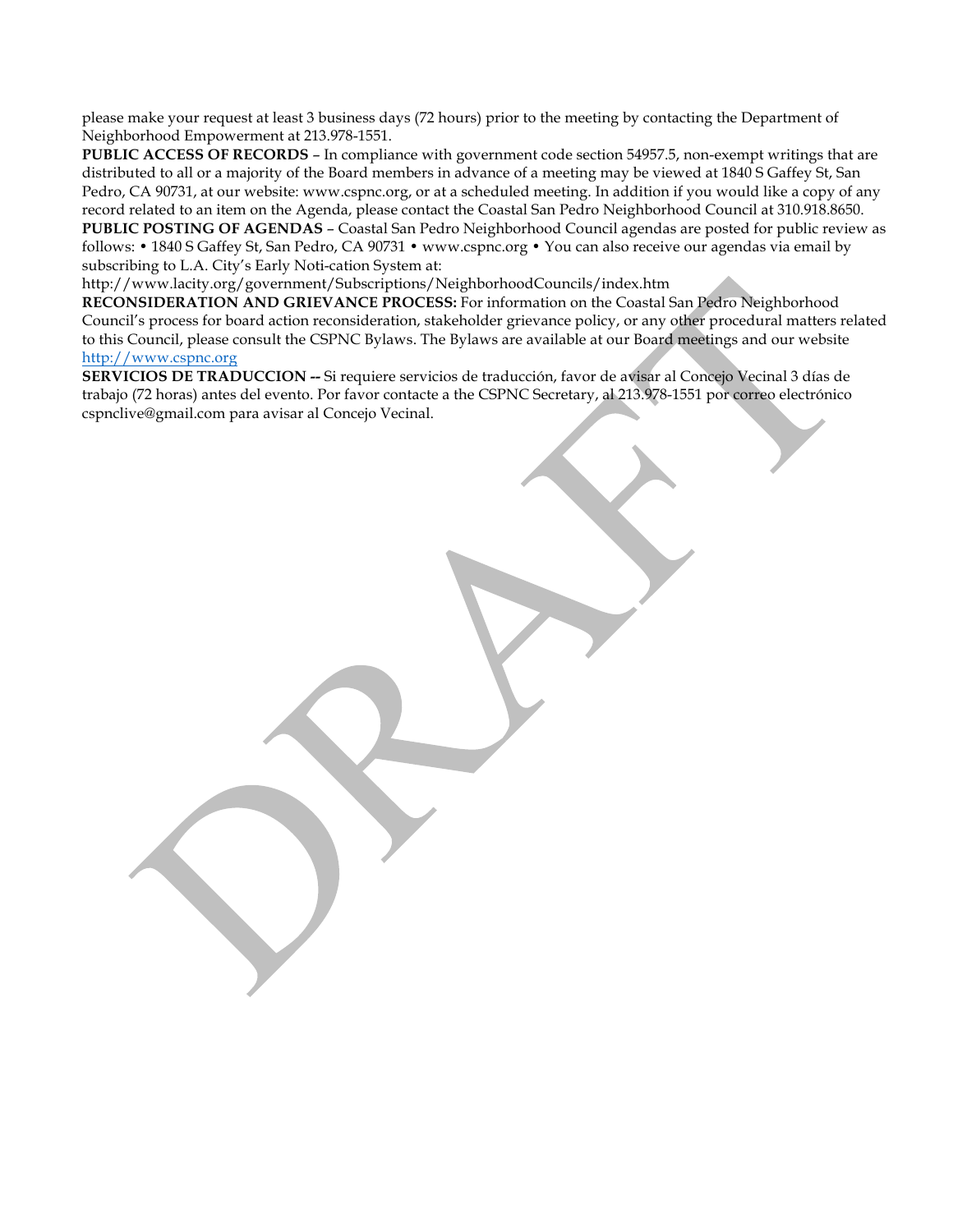please make your request at least 3 business days (72 hours) prior to the meeting by contacting the Department of Neighborhood Empowerment at 213.978-1551.

**PUBLIC ACCESS OF RECORDS** – In compliance with government code section 54957.5, non-exempt writings that are distributed to all or a majority of the Board members in advance of a meeting may be viewed at 1840 S Gaffey St, San Pedro, CA 90731, at our website: www.cspnc.org, or at a scheduled meeting. In addition if you would like a copy of any record related to an item on the Agenda, please contact the Coastal San Pedro Neighborhood Council at 310.918.8650.

**PUBLIC POSTING OF AGENDAS** – Coastal San Pedro Neighborhood Council agendas are posted for public review as follows: • 1840 S Gaffey St, San Pedro, CA 90731 • www.cspnc.org • You can also receive our agendas via email by subscribing to L.A. City's Early Noti-cation System at:
http://www.lacity.org/government/Subscriptions/NeighborhoodCouncils/index.htm

**RECONSIDERATION AND GRIEVANCE PROCESS:** For information on the Coastal San Pedro Neighborhood Council's process for board action reconsideration, stakeholder grievance policy, or any other procedural matters related to this Council, please consult the CSPNC Bylaws. The Bylaws are available at our Board meetings and our website http://www.cspnc.org

**SERVICIOS DE TRADUCCION --** Si requiere servicios de traducción, favor de avisar al Concejo Vecinal 3 días de trabajo (72 horas) antes del evento. Por favor contacte a the CSPNC Secretary, al 213.978-1551 por correo electrónico cspnclive@gmail.com para avisar al Concejo Vecinal.